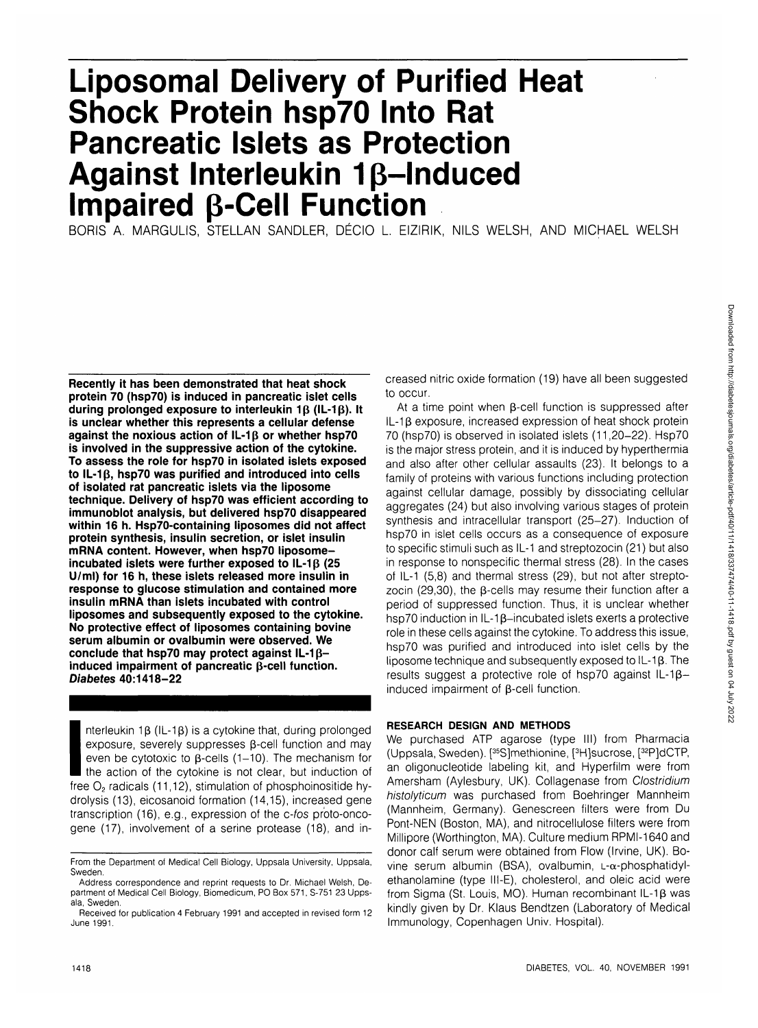# Liposomal Delivery of Purified Heat Shock Protein hsp70 Into Rat Pancreatic Islets as Protection Against Interleukin 1β–Induced Impaired β-Cell Function

BORIS A. MARGULIS, STELLAN SANDLER, DÉCIO L. EIZIRIK, NILS WELSH, AND MICHAEL WELSH

**Recently it has been demonstrated that heat shock protein 70 (hsp70) is induced in pancreatic islet cells during prolonged exposure to interleukin 1β (IL-1β). It is unclear whether this represents a cellular defense against the noxious action of IL-1β or whether hsp70 is involved in the suppressive action of the cytokine. To assess the role for hsp70 in isolated islets exposed to IL-1β, hsp70 was purified and introduced into cells of isolated rat pancreatic islets via the liposome technique. Delivery of hsp70 was efficient according to immunoblot analysis, but delivered hsp70 disappeared within 16 h. Hsp70-containing liposomes did not affect protein synthesis, insulin secretion, or islet insulin mRNA content. However, when hsp70 liposome–incubated islets were further exposed to IL-1β (25 U/ml) for 16 h, these islets released more insulin in response to glucose stimulation and contained more insulin mRNA than islets incubated with control liposomes and subsequently exposed to the cytokine. No protective effect of liposomes containing bovine serum albumin or ovalbumin were observed. We conclude that hsp70 may protect against IL-1β–induced impairment of pancreatic β-cell function.** ***Diabetes* 40:1418–22**

Interleukin 1β (IL-1β) is a cytokine that, during prolonged exposure, severely suppresses β-cell function and may even be cytotoxic to β-cells (1–10). The mechanism for the action of the cytokine is not clear, but induction of free $O_2$ radicals (11,12), stimulation of phosphoinositide hydrolysis (13), eicosanoid formation (14,15), increased gene transcription (16), e.g., expression of the c-*fos* proto-oncogene (17), involvement of a serine protease (18), and increased nitric oxide formation (19) have all been suggested to occur.

At a time point when β-cell function is suppressed after IL-1β exposure, increased expression of heat shock protein 70 (hsp70) is observed in isolated islets (11,20–22). Hsp70 is the major stress protein, and it is induced by hyperthermia and also after other cellular assaults (23). It belongs to a family of proteins with various functions including protection against cellular damage, possibly by dissociating cellular aggregates (24) but also involving various stages of protein synthesis and intracellular transport (25–27). Induction of hsp70 in islet cells occurs as a consequence of exposure to specific stimuli such as IL-1 and streptozocin (21) but also in response to nonspecific thermal stress (28). In the cases of IL-1 (5,8) and thermal stress (29), but not after streptozocin (29,30), the β-cells may resume their function after a period of suppressed function. Thus, it is unclear whether hsp70 induction in IL-1β–incubated islets exerts a protective role in these cells against the cytokine. To address this issue, hsp70 was purified and introduced into islet cells by the liposome technique and subsequently exposed to IL-1β. The results suggest a protective role of hsp70 against IL-1β–induced impairment of β-cell function.

## RESEARCH DESIGN AND METHODS

We purchased ATP agarose (type III) from Pharmacia (Uppsala, Sweden). [$^{35}$S]methionine, [$^{3}$H]sucrose, [$^{32}$P]dCTP, an oligonucleotide labeling kit, and Hyperfilm were from Amersham (Aylesbury, UK). Collagenase from *Clostridium histolyticum* was purchased from Boehringer Mannheim (Mannheim, Germany). Genescreen filters were from Du Pont-NEN (Boston, MA), and nitrocellulose filters were from Millipore (Worthington, MA). Culture medium RPMI-1640 and donor calf serum were obtained from Flow (Irvine, UK). Bovine serum albumin (BSA), ovalbumin, L-α-phosphatidylethanolamine (type III-E), cholesterol, and oleic acid were from Sigma (St. Louis, MO). Human recombinant IL-1β was kindly given by Dr. Klaus Bendtzen (Laboratory of Medical Immunology, Copenhagen Univ. Hospital).

From the Department of Medical Cell Biology, Uppsala University, Uppsala, Sweden.

Address correspondence and reprint requests to Dr. Michael Welsh, Department of Medical Cell Biology, Biomedicum, PO Box 571, S-751 23 Uppsala, Sweden.

Received for publication 4 February 1991 and accepted in revised form 12 June 1991.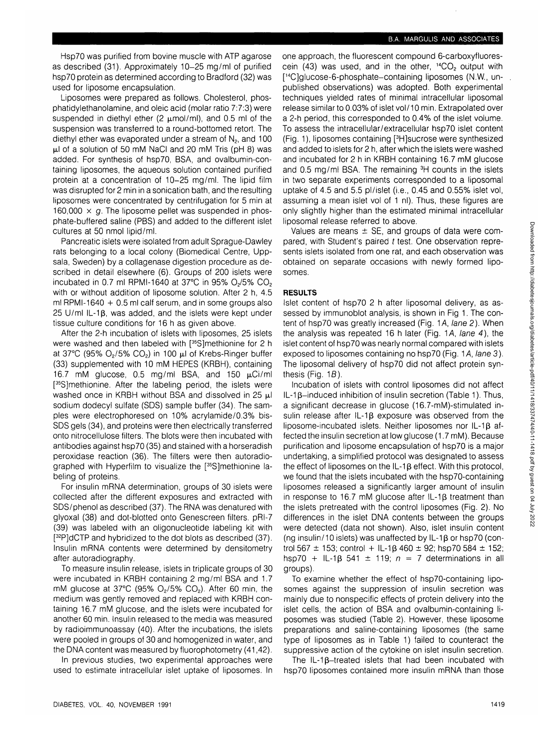Hsp70 was purified from bovine muscle with ATP agarose as described (31). Approximately 10–25 mg/ml of purified hsp70 protein as determined according to Bradford (32) was used for liposome encapsulation.

Liposomes were prepared as follows. Cholesterol, phosphatidylethanolamine, and oleic acid (molar ratio 7:7:3) were suspended in diethyl ether (2 μmol/ml), and 0.5 ml of the suspension was transferred to a round-bottomed retort. The diethyl ether was evaporated under a stream of $N_2$, and 100 μl of a solution of 50 mM NaCl and 20 mM Tris (pH 8) was added. For synthesis of hsp70, BSA, and ovalbumin-containing liposomes, the aqueous solution contained purified protein at a concentration of 10–25 mg/ml. The lipid film was disrupted for 2 min in a sonication bath, and the resulting liposomes were concentrated by centrifugation for 5 min at 160,000 × g. The liposome pellet was suspended in phosphate-buffered saline (PBS) and added to the different islet cultures at 50 nmol lipid/ml.

Pancreatic islets were isolated from adult Sprague-Dawley rats belonging to a local colony (Biomedical Centre, Uppsala, Sweden) by a collagenase digestion procedure as described in detail elsewhere (6). Groups of 200 islets were incubated in 0.7 ml RPMI-1640 at 37°C in 95% $O_2$/5% $CO_2$ with or without addition of liposome solution. After 2 h, 4.5 ml RPMI-1640 + 0.5 ml calf serum, and in some groups also 25 U/ml IL-1β, was added, and the islets were kept under tissue culture conditions for 16 h as given above.

After the 2-h incubation of islets with liposomes, 25 islets were washed and then labeled with [$^{35}$S]methionine for 2 h at 37°C (95% $O_2$/5% $CO_2$) in 100 μl of Krebs-Ringer buffer (33) supplemented with 10 mM HEPES (KRBH), containing 16.7 mM glucose, 0.5 mg/ml BSA, and 150 μCi/ml [$^{35}$S]methionine. After the labeling period, the islets were washed once in KRBH without BSA and dissolved in 25 μl sodium dodecyl sulfate (SDS) sample buffer (34). The samples were electrophoresed on 10% acrylamide/0.3% bis-SDS gels (34), and proteins were then electrically transferred onto nitrocellulose filters. The blots were then incubated with antibodies against hsp70 (35) and stained with a horseradish peroxidase reaction (36). The filters were then autoradiographed with Hyperfilm to visualize the [$^{35}$S]methionine labeling of proteins.

For insulin mRNA determination, groups of 30 islets were collected after the different exposures and extracted with SDS/phenol as described (37). The RNA was denatured with glyoxal (38) and dot-blotted onto Genescreen filters. pRI-7 (39) was labeled with an oligonucleotide labeling kit with [$^{32}$P]dCTP and hybridized to the dot blots as described (37). Insulin mRNA contents were determined by densitometry after autoradiography.

To measure insulin release, islets in triplicate groups of 30 were incubated in KRBH containing 2 mg/ml BSA and 1.7 mM glucose at 37°C (95% $O_2$/5% $CO_2$). After 60 min, the medium was gently removed and replaced with KRBH containing 16.7 mM glucose, and the islets were incubated for another 60 min. Insulin released to the media was measured by radioimmunoassay (40). After the incubations, the islets were pooled in groups of 30 and homogenized in water, and the DNA content was measured by fluorophotometry (41,42).

In previous studies, two experimental approaches were used to estimate intracellular islet uptake of liposomes. In one approach, the fluorescent compound 6-carboxyfluorescein (43) was used, and in the other, $^{14}CO_2$ output with [$^{14}$C]glucose-6-phosphate–containing liposomes (N.W., unpublished observations) was adopted. Both experimental techniques yielded rates of minimal intracellular liposomal release similar to 0.03% of islet vol/10 min. Extrapolated over a 2-h period, this corresponded to 0.4% of the islet volume. To assess the intracellular/extracellular hsp70 islet content (Fig. 1), liposomes containing [$^3$H]sucrose were synthesized and added to islets for 2 h, after which the islets were washed and incubated for 2 h in KRBH containing 16.7 mM glucose and 0.5 mg/ml BSA. The remaining $^3$H counts in the islets in two separate experiments corresponded to a liposomal uptake of 4.5 and 5.5 pl/islet (i.e., 0.45 and 0.55% islet vol, assuming a mean islet vol of 1 nl). Thus, these figures are only slightly higher than the estimated minimal intracellular liposomal release referred to above.

Values are means ± SE, and groups of data were compared, with Student's paired *t* test. One observation represents islets isolated from one rat, and each observation was obtained on separate occasions with newly formed liposomes.

## RESULTS

Islet content of hsp70 2 h after liposomal delivery, as assessed by immunoblot analysis, is shown in Fig 1. The content of hsp70 was greatly increased (Fig. 1*A*, *lane 2*). When the analysis was repeated 16 h later (Fig. 1*A*, *lane 4*), the islet content of hsp70 was nearly normal compared with islets exposed to liposomes containing no hsp70 (Fig. 1*A*, *lane 3*). The liposomal delivery of hsp70 did not affect protein synthesis (Fig. 1*B*).

Incubation of islets with control liposomes did not affect IL-1β–induced inhibition of insulin secretion (Table 1). Thus, a significant decrease in glucose (16.7-mM)-stimulated insulin release after IL-1β exposure was observed from the liposome-incubated islets. Neither liposomes nor IL-1β affected the insulin secretion at low glucose (1.7 mM). Because purification and liposome encapsulation of hsp70 is a major undertaking, a simplified protocol was designated to assess the effect of liposomes on the IL-1β effect. With this protocol, we found that the islets incubated with the hsp70-containing liposomes released a significantly larger amount of insulin in response to 16.7 mM glucose after IL-1β treatment than the islets pretreated with the control liposomes (Fig. 2). No differences in the islet DNA contents between the groups were detected (data not shown). Also, islet insulin content (ng insulin/10 islets) was unaffected by IL-1β or hsp70 (control 567 ± 153; control + IL-1β 460 ± 92; hsp70 584 ± 152; hsp70 + IL-1β 541 ± 119; $n$ = 7 determinations in all groups).

To examine whether the effect of hsp70-containing liposomes against the suppression of insulin secretion was mainly due to nonspecific effects of protein delivery into the islet cells, the action of BSA and ovalbumin-containing liposomes was studied (Table 2). However, these liposome preparations and saline-containing liposomes (the same type of liposomes as in Table 1) failed to counteract the suppressive action of the cytokine on islet insulin secretion.

The IL-1β–treated islets that had been incubated with hsp70 liposomes contained more insulin mRNA than those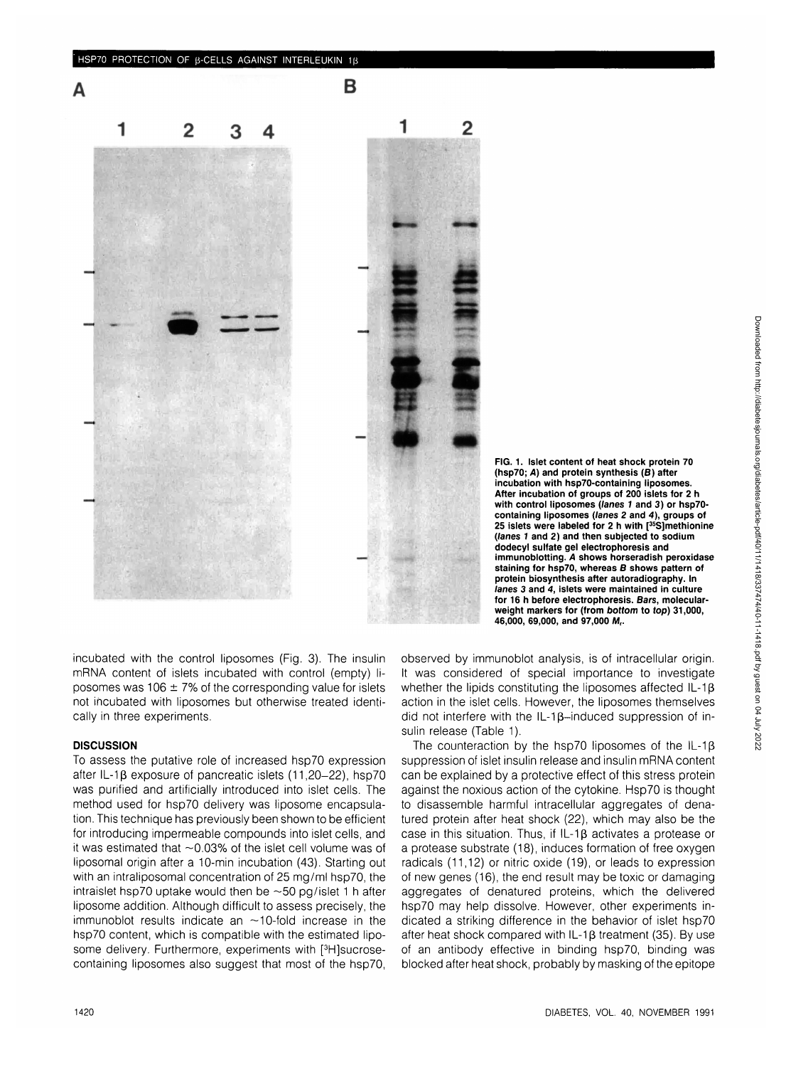A

1 2 3 4

B

1 2

FIG. 1. Islet content of heat shock protein 70 (hsp70; *A*) and protein synthesis (*B*) after incubation with hsp70-containing liposomes. After incubation of groups of 200 islets for 2 h with control liposomes (*lanes 1* and *3*) or hsp70-containing liposomes (*lanes 2* and *4*), groups of 25 islets were labeled for 2 h with [$^{35}$S]methionine (*lanes 1* and *2*) and then subjected to sodium dodecyl sulfate gel electrophoresis and immunoblotting. *A* shows horseradish peroxidase staining for hsp70, whereas *B* shows pattern of protein biosynthesis after autoradiography. In *lanes 3* and *4*, islets were maintained in culture for 16 h before electrophoresis. *Bars*, molecular-weight markers for (from *bottom* to *top*) 31,000, 46,000, 69,000, and 97,000 $M_r$.

incubated with the control liposomes (Fig. 3). The insulin mRNA content of islets incubated with control (empty) liposomes was 106 ± 7% of the corresponding value for islets not incubated with liposomes but otherwise treated identically in three experiments.

## DISCUSSION

To assess the putative role of increased hsp70 expression after IL-1β exposure of pancreatic islets (11,20–22), hsp70 was purified and artificially introduced into islet cells. The method used for hsp70 delivery was liposome encapsulation. This technique has previously been shown to be efficient for introducing impermeable compounds into islet cells, and it was estimated that ~0.03% of the islet cell volume was of liposomal origin after a 10-min incubation (43). Starting out with an intraliposomal concentration of 25 mg/ml hsp70, the intraislet hsp70 uptake would then be ~50 pg/islet 1 h after liposome addition. Although difficult to assess precisely, the immunoblot results indicate an ~10-fold increase in the hsp70 content, which is compatible with the estimated liposome delivery. Furthermore, experiments with [$^3$H]sucrose-containing liposomes also suggest that most of the hsp70, observed by immunoblot analysis, is of intracellular origin. It was considered of special importance to investigate whether the lipids constituting the liposomes affected IL-1β action in the islet cells. However, the liposomes themselves did not interfere with the IL-1β–induced suppression of insulin release (Table 1).

The counteraction by the hsp70 liposomes of the IL-1β suppression of islet insulin release and insulin mRNA content can be explained by a protective effect of this stress protein against the noxious action of the cytokine. Hsp70 is thought to disassemble harmful intracellular aggregates of denatured protein after heat shock (22), which may also be the case in this situation. Thus, if IL-1β activates a protease or a protease substrate (18), induces formation of free oxygen radicals (11,12) or nitric oxide (19), or leads to expression of new genes (16), the end result may be toxic or damaging aggregates of denatured proteins, which the delivered hsp70 may help dissolve. However, other experiments indicated a striking difference in the behavior of islet hsp70 after heat shock compared with IL-1β treatment (35). By use of an antibody effective in binding hsp70, binding was blocked after heat shock, probably by masking of the epitope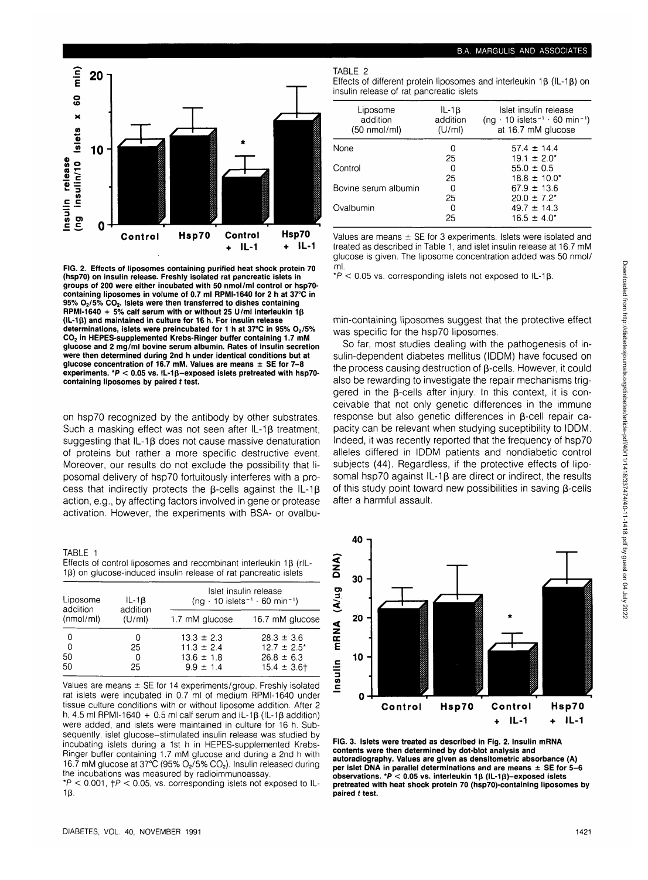Insulin release (ng insulin/10 islets × 60 min)

20

10

0

Control

Hsp70

Control + IL-1

Hsp70 + IL-1

*

FIG. 2. Effects of liposomes containing purified heat shock protein 70 (hsp70) on insulin release. Freshly isolated rat pancreatic islets in groups of 200 were either incubated with 50 nmol/ml control or hsp70-containing liposomes in volume of 0.7 ml RPMI-1640 for 2 h at 37°C in 95% $O_2$/5% $CO_2$. Islets were then transferred to dishes containing RPMI-1640 + 5% calf serum with or without 25 U/ml interleukin 1β (IL-1β) and maintained in culture for 16 h. For insulin release determinations, islets were preincubated for 1 h at 37°C in 95% $O_2$/5% $CO_2$ in HEPES-supplemented Krebs-Ringer buffer containing 1.7 mM glucose and 2 mg/ml bovine serum albumin. Rates of insulin secretion were then determined during 2nd h under identical conditions but at glucose concentration of 16.7 mM. Values are means ± SE for 7–8 experiments. \*$P < 0.05$ vs. IL-1β–exposed islets pretreated with hsp70-containing liposomes by paired *t* test.

on hsp70 recognized by the antibody by other substrates. Such a masking effect was not seen after IL-1β treatment, suggesting that IL-1β does not cause massive denaturation of proteins but rather a more specific destructive event. Moreover, our results do not exclude the possibility that liposomal delivery of hsp70 fortuitously interferes with a process that indirectly protects the β-cells against the IL-1β action, e.g., by affecting factors involved in gene or protease activation. However, the experiments with BSA- or ovalbumin-containing liposomes suggest that the protective effect was specific for the hsp70 liposomes.

So far, most studies dealing with the pathogenesis of insulin-dependent diabetes mellitus (IDDM) have focused on the process causing destruction of β-cells. However, it could also be rewarding to investigate the repair mechanisms triggered in the β-cells after injury. In this context, it is conceivable that not only genetic differences in the immune response but also genetic differences in β-cell repair capacity can be relevant when studying suceptibility to IDDM. Indeed, it was recently reported that the frequency of hsp70 alleles differed in IDDM patients and nondiabetic control subjects (44). Regardless, if the protective effects of liposomal hsp70 against IL-1β are direct or indirect, the results of this study point toward new possibilities in saving β-cells after a harmful assault.

TABLE 1
Effects of control liposomes and recombinant interleukin 1β (rIL-1β) on glucose-induced insulin release of rat pancreatic islets

| Liposome addition (nmol/ml) | IL-1β addition (U/ml) | Islet insulin release (ng · 10 islets⁻¹ · 60 min⁻¹) | |
|---|---|---|---|
| | | 1.7 mM glucose | 16.7 mM glucose |
| 0 | 0 | 13.3 ± 2.3 | 28.3 ± 3.6 |
| 0 | 25 | 11.3 ± 2.4 | 12.7 ± 2.5* |
| 50 | 0 | 13.6 ± 1.8 | 26.8 ± 6.3 |
| 50 | 25 | 9.9 ± 1.4 | 15.4 ± 3.6† |

Values are means ± SE for 14 experiments/group. Freshly isolated rat islets were incubated in 0.7 ml of medium RPMI-1640 under tissue culture conditions with or without liposome addition. After 2 h, 4.5 ml RPMI-1640 + 0.5 ml calf serum and IL-1β (IL-1β addition) were added, and islets were maintained in culture for 16 h. Subsequently, islet glucose–stimulated insulin release was studied by incubating islets during a 1st h in HEPES-supplemented Krebs-Ringer buffer containing 1.7 mM glucose and during a 2nd h with 16.7 mM glucose at 37°C (95% $O_2$/5% $CO_2$). Insulin released during the incubations was measured by radioimmunoassay.
\*$P < 0.001$, †$P < 0.05$, vs. corresponding islets not exposed to IL-1β.

TABLE 2
Effects of different protein liposomes and interleukin 1β (IL-1β) on insulin release of rat pancreatic islets

| Liposome addition (50 nmol/ml) | IL-1β addition (U/ml) | Islet insulin release (ng · 10 islets⁻¹ · 60 min⁻¹) at 16.7 mM glucose |
|---|---|---|
| None | 0 | 57.4 ± 14.4 |
| | 25 | 19.1 ± 2.0* |
| Control | 0 | 55.0 ± 0.5 |
| | 25 | 18.8 ± 10.0* |
| Bovine serum albumin | 0 | 67.9 ± 13.6 |
| | 25 | 20.0 ± 7.2* |
| Ovalbumin | 0 | 49.7 ± 14.3 |
| | 25 | 16.5 ± 4.0* |

Values are means ± SE for 3 experiments. Islets were isolated and treated as described in Table 1, and islet insulin release at 16.7 mM glucose is given. The liposome concentration added was 50 nmol/ml.
\*$P < 0.05$ vs. corresponding islets not exposed to IL-1β.

Insulin mRNA (A/μg DNA)

40

30

20

10

0

Control

Hsp70

Control + IL-1

Hsp70 + IL-1

*

FIG. 3. Islets were treated as described in Fig. 2. Insulin mRNA contents were then determined by dot-blot analysis and autoradiography. Values are given as densitometric absorbance (A) per islet DNA in parallel determinations and are means ± SE for 5–6 observations. \*$P < 0.05$ vs. interleukin 1β (IL-1β)–exposed islets pretreated with heat shock protein 70 (hsp70)-containing liposomes by paired *t* test.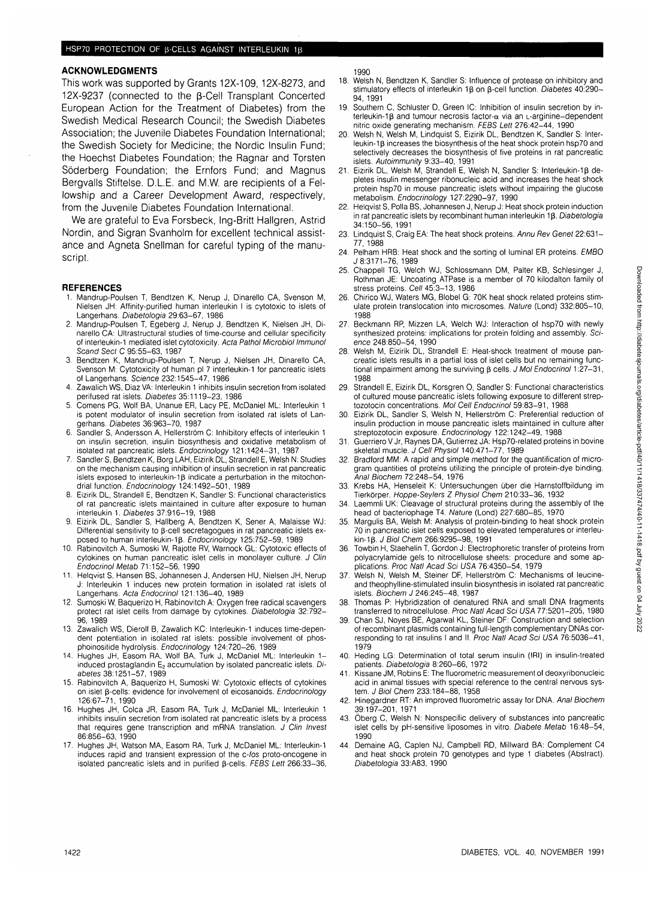## ACKNOWLEDGMENTS

This work was supported by Grants 12X-109, 12X-8273, and 12X-9237 (connected to the β-Cell Transplant Concerted European Action for the Treatment of Diabetes) from the Swedish Medical Research Council; the Swedish Diabetes Association; the Juvenile Diabetes Foundation International; the Swedish Society for Medicine; the Nordic Insulin Fund; the Hoechst Diabetes Foundation; the Ragnar and Torsten Söderberg Foundation; the Ernfors Fund; and Magnus Bergvalls Stiftelse. D.L.E. and M.W. are recipients of a Fellowship and a Career Development Award, respectively, from the Juvenile Diabetes Foundation International.

We are grateful to Eva Forsbeck, Ing-Britt Hallgren, Astrid Nordin, and Sigran Svanholm for excellent technical assistance and Agneta Snellman for careful typing of the manuscript.

## REFERENCES

1. Mandrup-Poulsen T, Bendtzen K, Nerup J, Dinarello CA, Svenson M, Nielsen JH: Affinity-purified human interleukin I is cytotoxic to islets of Langerhans. *Diabetologia* 29:63–67, 1986
2. Mandrup-Poulsen T, Egeberg J, Nerup J, Bendtzen K, Nielsen JH, Dinarello CA: Ultrastructural studies of time-course and cellular specificity of interleukin-1 mediated islet cytotoxicity. *Acta Pathol Microbiol Immunol Scand Sect C* 95:55–63, 1987
3. Bendtzen K, Mandrup-Poulsen T, Nerup J, Nielsen JH, Dinarello CA, Svenson M: Cytotoxicity of human pI 7 interleukin-1 for pancreatic islets of Langerhans. *Science* 232:1545–47, 1986
4. Zawalich WS, Diaz VA: Interleukin 1 inhibits insulin secretion from isolated perifused rat islets. *Diabetes* 35:1119–23, 1986
5. Comens PG, Wolf BA, Unanue ER, Lacy PE, McDaniel ML: Interleukin 1 is potent modulator of insulin secretion from isolated rat islets of Langerhans. *Diabetes* 36:963–70, 1987
6. Sandler S, Andersson A, Hellerström C: Inhibitory effects of interleukin 1 on insulin secretion, insulin biosynthesis and oxidative metabolism of isolated rat pancreatic islets. *Endocrinology* 121:1424–31, 1987
7. Sandler S, Bendtzen K, Borg LAH, Eizirik DL, Strandell E, Welsh N: Studies on the mechanism causing inhibition of insulin secretion in rat pancreatic islets exposed to interleukin-1β indicate a perturbation in the mitochondrial function. *Endocrinology* 124:1492–501, 1989
8. Eizirik DL, Strandell E, Bendtzen K, Sandler S: Functional characteristics of rat pancreatic islets maintained in culture after exposure to human interleukin 1. *Diabetes* 37:916–19, 1988
9. Eizirik DL, Sandler S, Hallberg A, Bendtzen K, Sener A, Malaisse WJ: Differential sensitivity to β-cell secretagogues in rat pancreatic islets exposed to human interleukin-1β. *Endocrinology* 125:752–59, 1989
10. Rabinovitch A, Sumoski W, Rajotte RV, Warnock GL: Cytotoxic effects of cytokines on human pancreatic islet cells in monolayer culture. *J Clin Endocrinol Metab* 71:152–56, 1990
11. Helqvist S, Hansen BS, Johannesen J, Andersen HU, Nielsen JH, Nerup J: Interleukin 1 induces new protein formation in isolated rat islets of Langerhans. *Acta Endocrinol* 121:136–40, 1989
12. Sumoski W, Baquerizo H, Rabinovitch A: Oxygen free radical scavengers protect rat islet cells from damage by cytokines. *Diabetologia* 32:792–96, 1989
13. Zawalich WS, Dierolf B, Zawalich KC: Interleukin-1 induces time-dependent potentiation in isolated rat islets: possible involvement of phosphoinositide hydrolysis. *Endocrinology* 124:720–26, 1989
14. Hughes JH, Easom RA, Wolf BA, Turk J, McDaniel ML: Interleukin 1–induced prostaglandin $E_2$ accumulation by isolated pancreatic islets. *Diabetes* 38:1251–57, 1989
15. Rabinovitch A, Baquerizo H, Sumoski W: Cytotoxic effects of cytokines on islet β-cells: evidence for involvement of eicosanoids. *Endocrinology* 126:67–71, 1990
16. Hughes JH, Colca JR, Easom RA, Turk J, McDaniel ML: Interleukin 1 inhibits insulin secretion from isolated rat pancreatic islets by a process that requires gene transcription and mRNA translation. *J Clin Invest* 86:856–63, 1990
17. Hughes JH, Watson MA, Easom RA, Turk J, McDaniel ML: Interleukin-1 induces rapid and transient expression of the c-*fos* proto-oncogene in isolated pancreatic islets and in purified β-cells. *FEBS Lett* 266:33–36, 1990
18. Welsh N, Bendtzen K, Sandler S: Influence of protease on inhibitory and stimulatory effects of interleukin 1β on β-cell function. *Diabetes* 40:290–94, 1991
19. Southern C, Schluster D, Green IC: Inhibition of insulin secretion by interleukin-1β and tumour necrosis factor-α via an L-arginine–dependent nitric oxide generating mechanism. *FEBS Lett* 276:42–44, 1990
20. Welsh N, Welsh M, Lindqvist S, Eizirik DL, Bendtzen K, Sandler S: Interleukin-1β increases the biosynthesis of the heat shock protein hsp70 and selectively decreases the biosynthesis of five proteins in rat pancreatic islets. *Autoimmunity* 9:33–40, 1991
21. Eizirik DL, Welsh M, Strandell E, Welsh N, Sandler S: Interleukin-1β depletes insulin messenger ribonucleic acid and increases the heat shock protein hsp70 in mouse pancreatic islets without impairing the glucose metabolism. *Endocrinology* 127:2290–97, 1990
22. Helqvist S, Polla BS, Johannesen J, Nerup J: Heat shock protein induction in rat pancreatic islets by recombinant human interleukin 1β. *Diabetologia* 34:150–56, 1991
23. Lindquist S, Craig EA: The heat shock proteins. *Annu Rev Genet* 22:631–77, 1988
24. Pelham HRB: Heat shock and the sorting of luminal ER proteins. *EMBO J* 8:3171–76, 1989
25. Chappell TG, Welch WJ, Schlossmann DM, Palter KB, Schlesinger J, Rothman JE: Uncoating ATPase is a member of 70 kilodalton family of stress proteins. *Cell* 45:3–13, 1986
26. Chirico WJ, Waters MG, Blobel G: 70K heat shock related proteins stimulate protein translocation into microsomes. *Nature* (Lond) 332:805–10, 1988
27. Beckmann RP, Mizzen LA, Welch WJ: Interaction of hsp70 with newly synthesized proteins: implications for protein folding and assembly. *Science* 248:850–54, 1990
28. Welsh M, Eizirik DL, Strandell E: Heat-shock treatment of mouse pancreatic islets results in a partial loss of islet cells but no remaining functional impairment among the surviving β cells. *J Mol Endocrinol* 1:27–31, 1988
29. Strandell E, Eizirik DL, Korsgren O, Sandler S: Functional characteristics of cultured mouse pancreatic islets following exposure to different streptozotocin concentrations. *Mol Cell Endocrinol* 59:83–91, 1988
30. Eizirik DL, Sandler S, Welsh N, Hellerström C: Preferential reduction of insulin production in mouse pancreatic islets maintained in culture after streptozotocin exposure. *Endocrinology* 122:1242–49, 1988
31. Guerriero V Jr, Raynes DA, Gutierrez JA: Hsp70-related proteins in bovine skeletal muscle. *J Cell Physiol* 140:471–77, 1989
32. Bradford MM: A rapid and simple method for the quantification of microgram quantities of proteins utilizing the principle of protein-dye binding. *Anal Biochem* 72:248–54, 1976
33. Krebs HA, Henseleit K: Untersuchungen über die Harnstoffbildung im Tierkörper. *Hoppe-Seylers Z Physiol Chem* 210:33–36, 1932
34. Laemmli UK: Cleavage of structural proteins during the assembly of the head of bacteriophage T4. *Nature* (Lond) 227:680–85, 1970
35. Margulis BA, Welsh M: Analysis of protein-binding to heat shock protein 70 in pancreatic islet cells exposed to elevated temperatures or interleukin-1β. *J Biol Chem* 266:9295–98, 1991
36. Towbin H, Staehelin T, Gordon J: Electrophoretic transfer of proteins from polyacrylamide gels to nitrocellulose sheets: procedure and some applications. *Proc Natl Acad Sci USA* 76:4350–54, 1979
37. Welsh N, Welsh M, Steiner DF, Hellerström C: Mechanisms of leucine- and theophylline-stimulated insulin biosynthesis in isolated rat pancreatic islets. *Biochem J* 246:245–48, 1987
38. Thomas P: Hybridization of denatured RNA and small DNA fragments transferred to nitrocellulose. *Proc Natl Acad Sci USA* 77:5201–205, 1980
39. Chan SJ, Noyes BE, Agarwal KL, Steiner DF: Construction and selection of recombinant plasmids containing full-length complementary DNAs corresponding to rat insulins I and II. *Proc Natl Acad Sci USA* 76:5036–41, 1979
40. Heding LG: Determination of total serum insulin (IRI) in insulin-treated patients. *Diabetologia* 8:260–66, 1972
41. Kissane JM, Robins E: The fluorometric measurement of deoxyribonucleic acid in animal tissues with special reference to the central nervous system. *J Biol Chem* 233:184–88, 1958
42. Hinegardner RT: An improved fluorometric assay for DNA. *Anal Biochem* 39:197–201, 1971
43. Öberg C, Welsh N: Nonspecific delivery of substances into pancreatic islet cells by pH-sensitive liposomes in vitro. *Diabete Metab* 16:48–54, 1990
44. Demaine AG, Caplen NJ, Campbell RD, Millward BA: Complement C4 and heat shock protein 70 genotypes and type 1 diabetes (Abstract). *Diabetologia* 33:A83, 1990